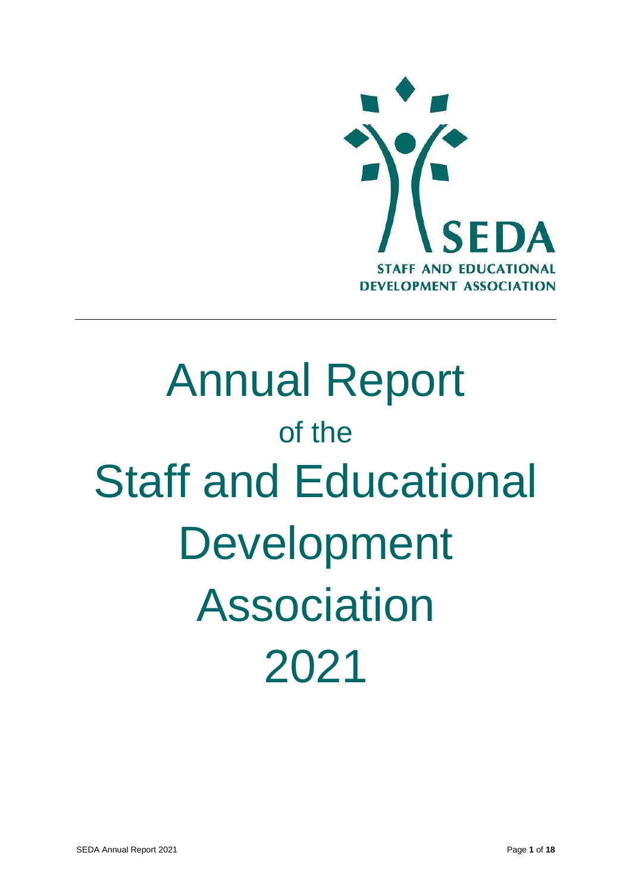SEDA

STAFF AND EDUCATIONAL DEVELOPMENT ASSOCIATION

---

# Annual Report

## of the

# Staff and Educational Development Association

# 2021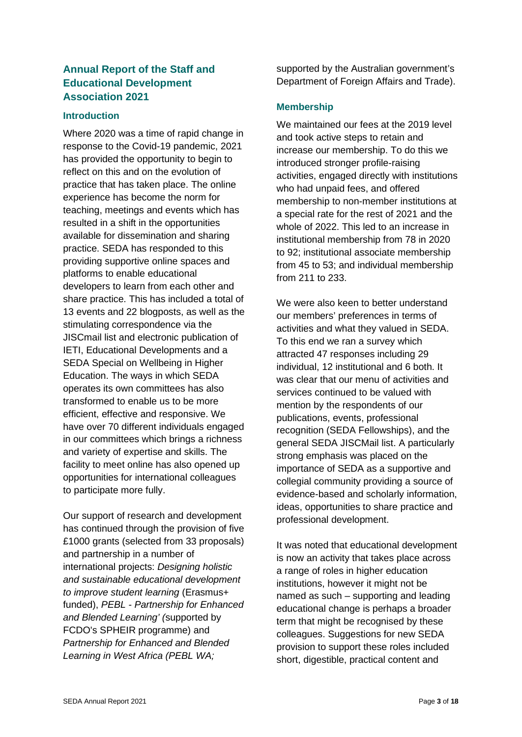## Annual Report of the Staff and Educational Development Association 2021

### Introduction

Where 2020 was a time of rapid change in response to the Covid-19 pandemic, 2021 has provided the opportunity to begin to reflect on this and on the evolution of practice that has taken place. The online experience has become the norm for teaching, meetings and events which has resulted in a shift in the opportunities available for dissemination and sharing practice. SEDA has responded to this providing supportive online spaces and platforms to enable educational developers to learn from each other and share practice. This has included a total of 13 events and 22 blogposts, as well as the stimulating correspondence via the JISCmail list and electronic publication of IETI, Educational Developments and a SEDA Special on Wellbeing in Higher Education. The ways in which SEDA operates its own committees has also transformed to enable us to be more efficient, effective and responsive. We have over 70 different individuals engaged in our committees which brings a richness and variety of expertise and skills. The facility to meet online has also opened up opportunities for international colleagues to participate more fully.

Our support of research and development has continued through the provision of five £1000 grants (selected from 33 proposals) and partnership in a number of international projects: *Designing holistic and sustainable educational development to improve student learning* (Erasmus+ funded), *PEBL - Partnership for Enhanced and Blended Learning' (*supported by FCDO's SPHEIR programme) and *Partnership for Enhanced and Blended Learning in West Africa (PEBL WA;* supported by the Australian government's Department of Foreign Affairs and Trade).

### Membership

We maintained our fees at the 2019 level and took active steps to retain and increase our membership. To do this we introduced stronger profile-raising activities, engaged directly with institutions who had unpaid fees, and offered membership to non-member institutions at a special rate for the rest of 2021 and the whole of 2022. This led to an increase in institutional membership from 78 in 2020 to 92; institutional associate membership from 45 to 53; and individual membership from 211 to 233.

We were also keen to better understand our members' preferences in terms of activities and what they valued in SEDA. To this end we ran a survey which attracted 47 responses including 29 individual, 12 institutional and 6 both. It was clear that our menu of activities and services continued to be valued with mention by the respondents of our publications, events, professional recognition (SEDA Fellowships), and the general SEDA JISCMail list. A particularly strong emphasis was placed on the importance of SEDA as a supportive and collegial community providing a source of evidence-based and scholarly information, ideas, opportunities to share practice and professional development.

It was noted that educational development is now an activity that takes place across a range of roles in higher education institutions, however it might not be named as such – supporting and leading educational change is perhaps a broader term that might be recognised by these colleagues. Suggestions for new SEDA provision to support these roles included short, digestible, practical content and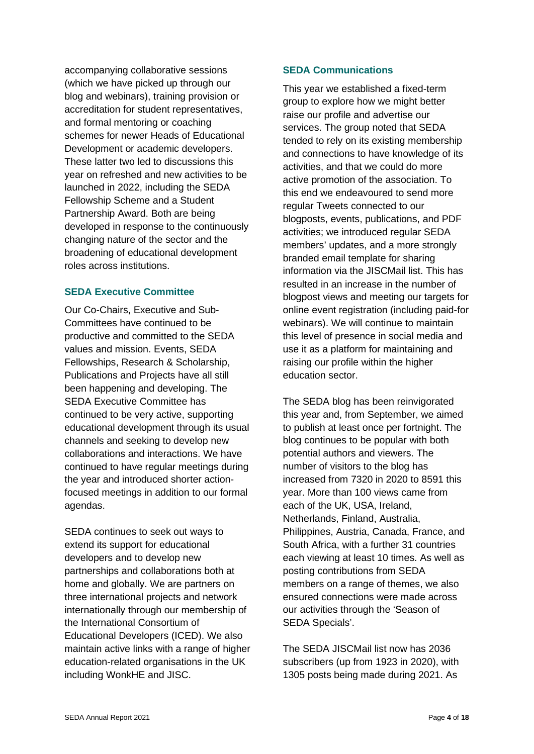accompanying collaborative sessions (which we have picked up through our blog and webinars), training provision or accreditation for student representatives, and formal mentoring or coaching schemes for newer Heads of Educational Development or academic developers. These latter two led to discussions this year on refreshed and new activities to be launched in 2022, including the SEDA Fellowship Scheme and a Student Partnership Award. Both are being developed in response to the continuously changing nature of the sector and the broadening of educational development roles across institutions.

### SEDA Executive Committee

Our Co-Chairs, Executive and Sub-Committees have continued to be productive and committed to the SEDA values and mission. Events, SEDA Fellowships, Research & Scholarship, Publications and Projects have all still been happening and developing. The SEDA Executive Committee has continued to be very active, supporting educational development through its usual channels and seeking to develop new collaborations and interactions. We have continued to have regular meetings during the year and introduced shorter action-focused meetings in addition to our formal agendas.

SEDA continues to seek out ways to extend its support for educational developers and to develop new partnerships and collaborations both at home and globally. We are partners on three international projects and network internationally through our membership of the International Consortium of Educational Developers (ICED). We also maintain active links with a range of higher education-related organisations in the UK including WonkHE and JISC.

### SEDA Communications

This year we established a fixed-term group to explore how we might better raise our profile and advertise our services. The group noted that SEDA tended to rely on its existing membership and connections to have knowledge of its activities, and that we could do more active promotion of the association. To this end we endeavoured to send more regular Tweets connected to our blogposts, events, publications, and PDF activities; we introduced regular SEDA members' updates, and a more strongly branded email template for sharing information via the JISCMail list. This has resulted in an increase in the number of blogpost views and meeting our targets for online event registration (including paid-for webinars). We will continue to maintain this level of presence in social media and use it as a platform for maintaining and raising our profile within the higher education sector.

The SEDA blog has been reinvigorated this year and, from September, we aimed to publish at least once per fortnight. The blog continues to be popular with both potential authors and viewers. The number of visitors to the blog has increased from 7320 in 2020 to 8591 this year. More than 100 views came from each of the UK, USA, Ireland, Netherlands, Finland, Australia, Philippines, Austria, Canada, France, and South Africa, with a further 31 countries each viewing at least 10 times. As well as posting contributions from SEDA members on a range of themes, we also ensured connections were made across our activities through the 'Season of SEDA Specials'.

The SEDA JISCMail list now has 2036 subscribers (up from 1923 in 2020), with 1305 posts being made during 2021. As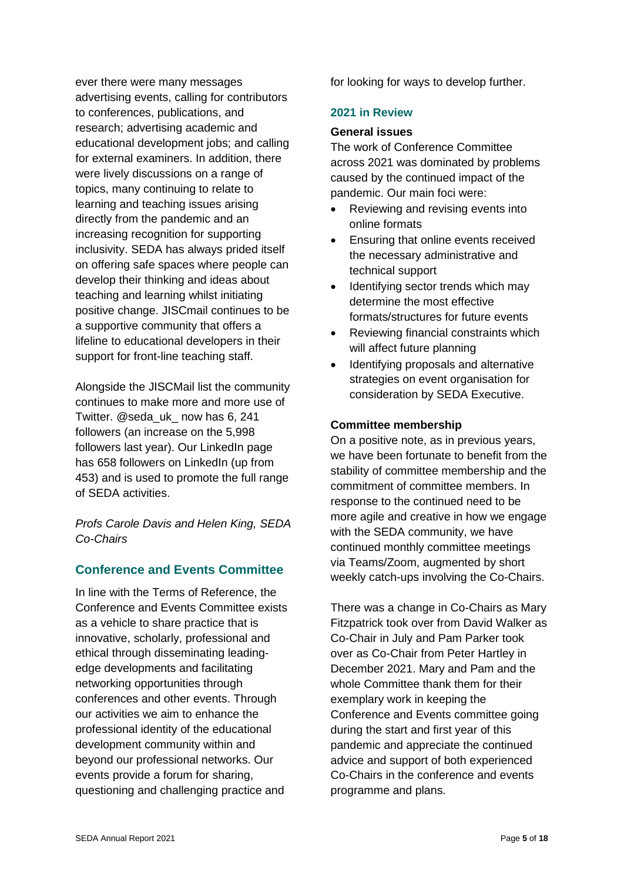ever there were many messages advertising events, calling for contributors to conferences, publications, and research; advertising academic and educational development jobs; and calling for external examiners. In addition, there were lively discussions on a range of topics, many continuing to relate to learning and teaching issues arising directly from the pandemic and an increasing recognition for supporting inclusivity. SEDA has always prided itself on offering safe spaces where people can develop their thinking and ideas about teaching and learning whilst initiating positive change. JISCmail continues to be a supportive community that offers a lifeline to educational developers in their support for front-line teaching staff.

Alongside the JISCMail list the community continues to make more and more use of Twitter. @seda_uk_ now has 6, 241 followers (an increase on the 5,998 followers last year). Our LinkedIn page has 658 followers on LinkedIn (up from 453) and is used to promote the full range of SEDA activities.

*Profs Carole Davis and Helen King, SEDA Co-Chairs*

## Conference and Events Committee

In line with the Terms of Reference, the Conference and Events Committee exists as a vehicle to share practice that is innovative, scholarly, professional and ethical through disseminating leading-edge developments and facilitating networking opportunities through conferences and other events. Through our activities we aim to enhance the professional identity of the educational development community within and beyond our professional networks. Our events provide a forum for sharing, questioning and challenging practice and for looking for ways to develop further.

### 2021 in Review

**General issues**

The work of Conference Committee across 2021 was dominated by problems caused by the continued impact of the pandemic. Our main foci were:

- Reviewing and revising events into online formats
- Ensuring that online events received the necessary administrative and technical support
- Identifying sector trends which may determine the most effective formats/structures for future events
- Reviewing financial constraints which will affect future planning
- Identifying proposals and alternative strategies on event organisation for consideration by SEDA Executive.

**Committee membership**

On a positive note, as in previous years, we have been fortunate to benefit from the stability of committee membership and the commitment of committee members. In response to the continued need to be more agile and creative in how we engage with the SEDA community, we have continued monthly committee meetings via Teams/Zoom, augmented by short weekly catch-ups involving the Co-Chairs.

There was a change in Co-Chairs as Mary Fitzpatrick took over from David Walker as Co-Chair in July and Pam Parker took over as Co-Chair from Peter Hartley in December 2021. Mary and Pam and the whole Committee thank them for their exemplary work in keeping the Conference and Events committee going during the start and first year of this pandemic and appreciate the continued advice and support of both experienced Co-Chairs in the conference and events programme and plans.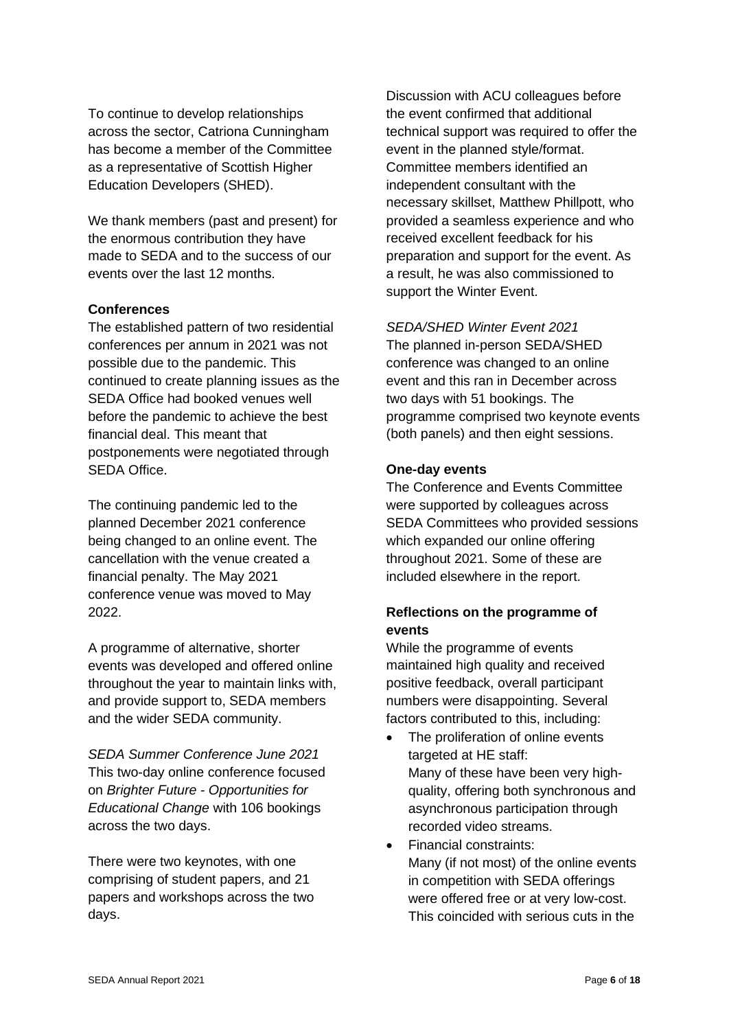To continue to develop relationships across the sector, Catriona Cunningham has become a member of the Committee as a representative of Scottish Higher Education Developers (SHED).

We thank members (past and present) for the enormous contribution they have made to SEDA and to the success of our events over the last 12 months.

**Conferences**

The established pattern of two residential conferences per annum in 2021 was not possible due to the pandemic. This continued to create planning issues as the SEDA Office had booked venues well before the pandemic to achieve the best financial deal. This meant that postponements were negotiated through SEDA Office.

The continuing pandemic led to the planned December 2021 conference being changed to an online event. The cancellation with the venue created a financial penalty. The May 2021 conference venue was moved to May 2022.

A programme of alternative, shorter events was developed and offered online throughout the year to maintain links with, and provide support to, SEDA members and the wider SEDA community.

*SEDA Summer Conference June 2021*
This two-day online conference focused on *Brighter Future - Opportunities for Educational Change* with 106 bookings across the two days.

There were two keynotes, with one comprising of student papers, and 21 papers and workshops across the two days.

Discussion with ACU colleagues before the event confirmed that additional technical support was required to offer the event in the planned style/format. Committee members identified an independent consultant with the necessary skillset, Matthew Phillpott, who provided a seamless experience and who received excellent feedback for his preparation and support for the event. As a result, he was also commissioned to support the Winter Event.

*SEDA/SHED Winter Event 2021*
The planned in-person SEDA/SHED conference was changed to an online event and this ran in December across two days with 51 bookings. The programme comprised two keynote events (both panels) and then eight sessions.

**One-day events**

The Conference and Events Committee were supported by colleagues across SEDA Committees who provided sessions which expanded our online offering throughout 2021. Some of these are included elsewhere in the report.

**Reflections on the programme of events**

While the programme of events maintained high quality and received positive feedback, overall participant numbers were disappointing. Several factors contributed to this, including:

- The proliferation of online events targeted at HE staff:
  Many of these have been very high-quality, offering both synchronous and asynchronous participation through recorded video streams.
- Financial constraints:
  Many (if not most) of the online events in competition with SEDA offerings were offered free or at very low-cost. This coincided with serious cuts in the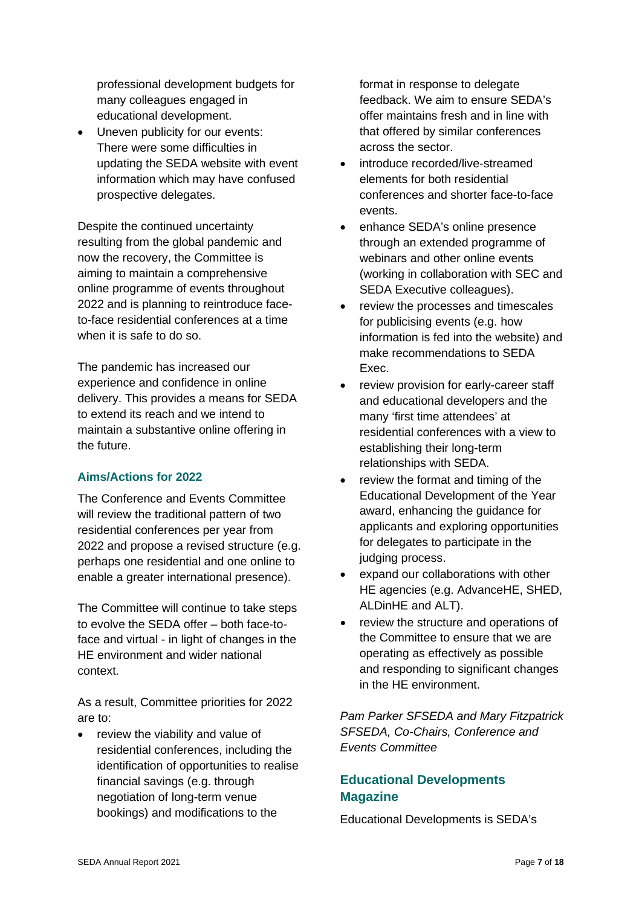professional development budgets for many colleagues engaged in educational development.

- Uneven publicity for our events: There were some difficulties in updating the SEDA website with event information which may have confused prospective delegates.

Despite the continued uncertainty resulting from the global pandemic and now the recovery, the Committee is aiming to maintain a comprehensive online programme of events throughout 2022 and is planning to reintroduce face-to-face residential conferences at a time when it is safe to do so.

The pandemic has increased our experience and confidence in online delivery. This provides a means for SEDA to extend its reach and we intend to maintain a substantive online offering in the future.

### Aims/Actions for 2022

The Conference and Events Committee will review the traditional pattern of two residential conferences per year from 2022 and propose a revised structure (e.g. perhaps one residential and one online to enable a greater international presence).

The Committee will continue to take steps to evolve the SEDA offer – both face-to-face and virtual - in light of changes in the HE environment and wider national context.

As a result, Committee priorities for 2022 are to:

- review the viability and value of residential conferences, including the identification of opportunities to realise financial savings (e.g. through negotiation of long-term venue bookings) and modifications to the format in response to delegate feedback. We aim to ensure SEDA's offer maintains fresh and in line with that offered by similar conferences across the sector.
- introduce recorded/live-streamed elements for both residential conferences and shorter face-to-face events.
- enhance SEDA's online presence through an extended programme of webinars and other online events (working in collaboration with SEC and SEDA Executive colleagues).
- review the processes and timescales for publicising events (e.g. how information is fed into the website) and make recommendations to SEDA Exec.
- review provision for early-career staff and educational developers and the many 'first time attendees' at residential conferences with a view to establishing their long-term relationships with SEDA.
- review the format and timing of the Educational Development of the Year award, enhancing the guidance for applicants and exploring opportunities for delegates to participate in the judging process.
- expand our collaborations with other HE agencies (e.g. AdvanceHE, SHED, ALDinHE and ALT).
- review the structure and operations of the Committee to ensure that we are operating as effectively as possible and responding to significant changes in the HE environment.

*Pam Parker SFSEDA and Mary Fitzpatrick SFSEDA, Co-Chairs, Conference and Events Committee*

## Educational Developments Magazine

Educational Developments is SEDA's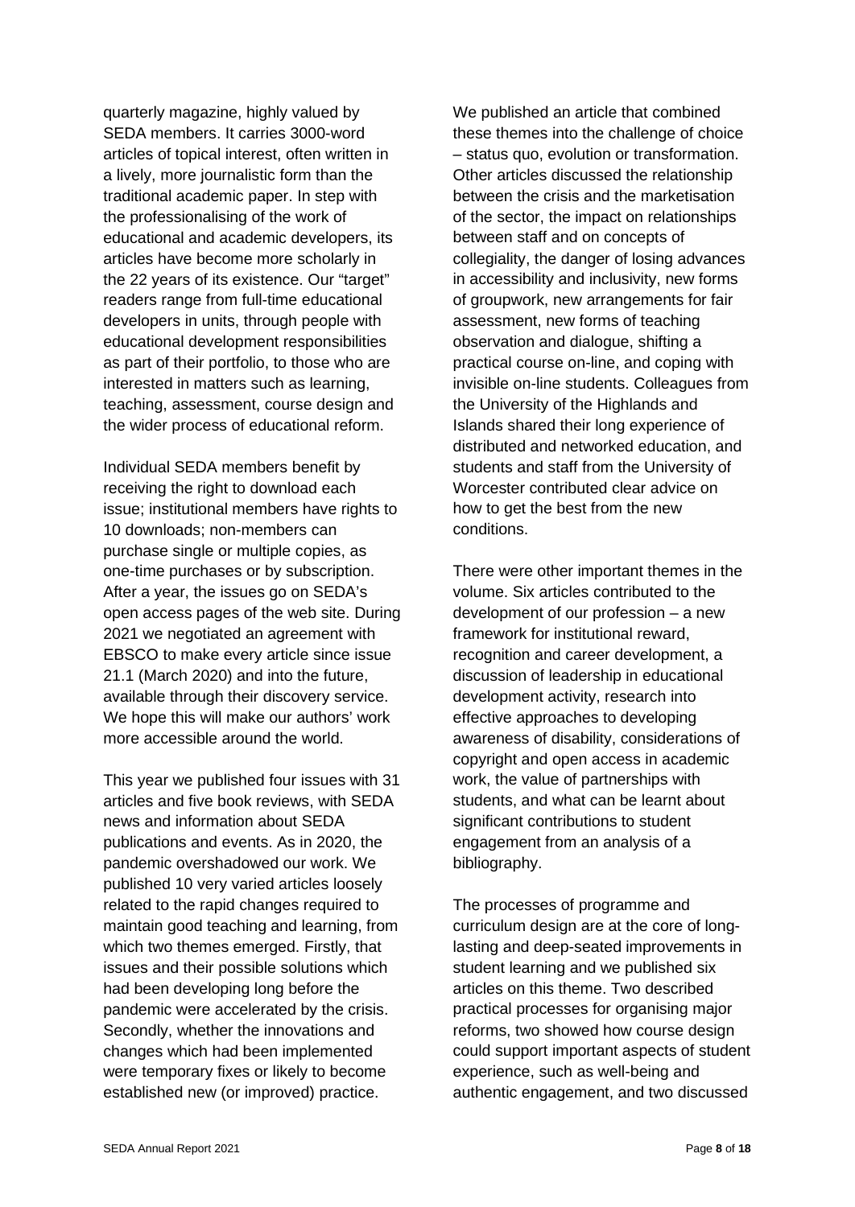quarterly magazine, highly valued by SEDA members. It carries 3000-word articles of topical interest, often written in a lively, more journalistic form than the traditional academic paper. In step with the professionalising of the work of educational and academic developers, its articles have become more scholarly in the 22 years of its existence. Our "target" readers range from full-time educational developers in units, through people with educational development responsibilities as part of their portfolio, to those who are interested in matters such as learning, teaching, assessment, course design and the wider process of educational reform.

Individual SEDA members benefit by receiving the right to download each issue; institutional members have rights to 10 downloads; non-members can purchase single or multiple copies, as one-time purchases or by subscription. After a year, the issues go on SEDA's open access pages of the web site. During 2021 we negotiated an agreement with EBSCO to make every article since issue 21.1 (March 2020) and into the future, available through their discovery service. We hope this will make our authors' work more accessible around the world.

This year we published four issues with 31 articles and five book reviews, with SEDA news and information about SEDA publications and events. As in 2020, the pandemic overshadowed our work. We published 10 very varied articles loosely related to the rapid changes required to maintain good teaching and learning, from which two themes emerged. Firstly, that issues and their possible solutions which had been developing long before the pandemic were accelerated by the crisis. Secondly, whether the innovations and changes which had been implemented were temporary fixes or likely to become established new (or improved) practice.

We published an article that combined these themes into the challenge of choice – status quo, evolution or transformation. Other articles discussed the relationship between the crisis and the marketisation of the sector, the impact on relationships between staff and on concepts of collegiality, the danger of losing advances in accessibility and inclusivity, new forms of groupwork, new arrangements for fair assessment, new forms of teaching observation and dialogue, shifting a practical course on-line, and coping with invisible on-line students. Colleagues from the University of the Highlands and Islands shared their long experience of distributed and networked education, and students and staff from the University of Worcester contributed clear advice on how to get the best from the new conditions.

There were other important themes in the volume. Six articles contributed to the development of our profession – a new framework for institutional reward, recognition and career development, a discussion of leadership in educational development activity, research into effective approaches to developing awareness of disability, considerations of copyright and open access in academic work, the value of partnerships with students, and what can be learnt about significant contributions to student engagement from an analysis of a bibliography.

The processes of programme and curriculum design are at the core of long-lasting and deep-seated improvements in student learning and we published six articles on this theme. Two described practical processes for organising major reforms, two showed how course design could support important aspects of student experience, such as well-being and authentic engagement, and two discussed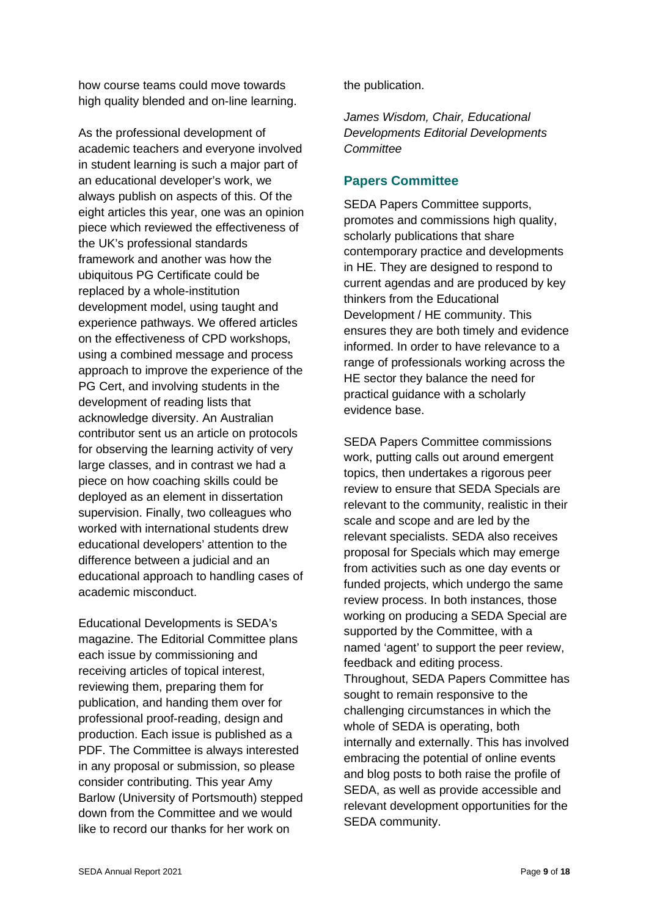how course teams could move towards high quality blended and on-line learning.

As the professional development of academic teachers and everyone involved in student learning is such a major part of an educational developer's work, we always publish on aspects of this. Of the eight articles this year, one was an opinion piece which reviewed the effectiveness of the UK's professional standards framework and another was how the ubiquitous PG Certificate could be replaced by a whole-institution development model, using taught and experience pathways. We offered articles on the effectiveness of CPD workshops, using a combined message and process approach to improve the experience of the PG Cert, and involving students in the development of reading lists that acknowledge diversity. An Australian contributor sent us an article on protocols for observing the learning activity of very large classes, and in contrast we had a piece on how coaching skills could be deployed as an element in dissertation supervision. Finally, two colleagues who worked with international students drew educational developers' attention to the difference between a judicial and an educational approach to handling cases of academic misconduct.

Educational Developments is SEDA's magazine. The Editorial Committee plans each issue by commissioning and receiving articles of topical interest, reviewing them, preparing them for publication, and handing them over for professional proof-reading, design and production. Each issue is published as a PDF. The Committee is always interested in any proposal or submission, so please consider contributing. This year Amy Barlow (University of Portsmouth) stepped down from the Committee and we would like to record our thanks for her work on the publication.

*James Wisdom, Chair, Educational Developments Editorial Developments Committee*

## Papers Committee

SEDA Papers Committee supports, promotes and commissions high quality, scholarly publications that share contemporary practice and developments in HE. They are designed to respond to current agendas and are produced by key thinkers from the Educational Development / HE community. This ensures they are both timely and evidence informed. In order to have relevance to a range of professionals working across the HE sector they balance the need for practical guidance with a scholarly evidence base.

SEDA Papers Committee commissions work, putting calls out around emergent topics, then undertakes a rigorous peer review to ensure that SEDA Specials are relevant to the community, realistic in their scale and scope and are led by the relevant specialists. SEDA also receives proposal for Specials which may emerge from activities such as one day events or funded projects, which undergo the same review process. In both instances, those working on producing a SEDA Special are supported by the Committee, with a named 'agent' to support the peer review, feedback and editing process. Throughout, SEDA Papers Committee has sought to remain responsive to the challenging circumstances in which the whole of SEDA is operating, both internally and externally. This has involved embracing the potential of online events and blog posts to both raise the profile of SEDA, as well as provide accessible and relevant development opportunities for the SEDA community.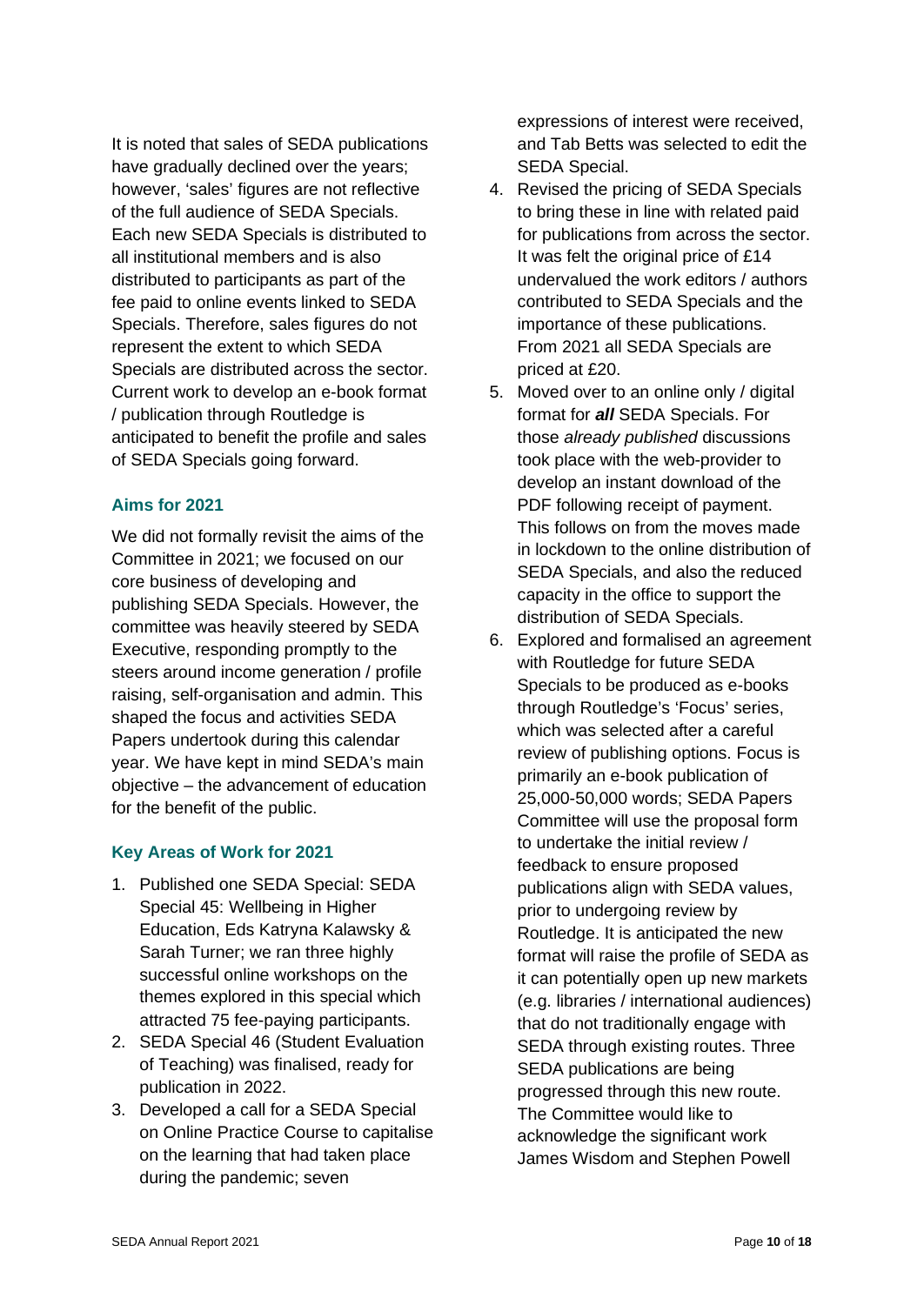It is noted that sales of SEDA publications have gradually declined over the years; however, 'sales' figures are not reflective of the full audience of SEDA Specials. Each new SEDA Specials is distributed to all institutional members and is also distributed to participants as part of the fee paid to online events linked to SEDA Specials. Therefore, sales figures do not represent the extent to which SEDA Specials are distributed across the sector. Current work to develop an e-book format / publication through Routledge is anticipated to benefit the profile and sales of SEDA Specials going forward.

### Aims for 2021

We did not formally revisit the aims of the Committee in 2021; we focused on our core business of developing and publishing SEDA Specials. However, the committee was heavily steered by SEDA Executive, responding promptly to the steers around income generation / profile raising, self-organisation and admin. This shaped the focus and activities SEDA Papers undertook during this calendar year. We have kept in mind SEDA's main objective – the advancement of education for the benefit of the public.

### Key Areas of Work for 2021

1. Published one SEDA Special: SEDA Special 45: Wellbeing in Higher Education, Eds Katryna Kalawsky & Sarah Turner; we ran three highly successful online workshops on the themes explored in this special which attracted 75 fee-paying participants.
2. SEDA Special 46 (Student Evaluation of Teaching) was finalised, ready for publication in 2022.
3. Developed a call for a SEDA Special on Online Practice Course to capitalise on the learning that had taken place during the pandemic; seven expressions of interest were received, and Tab Betts was selected to edit the SEDA Special.
4. Revised the pricing of SEDA Specials to bring these in line with related paid for publications from across the sector. It was felt the original price of £14 undervalued the work editors / authors contributed to SEDA Specials and the importance of these publications. From 2021 all SEDA Specials are priced at £20.
5. Moved over to an online only / digital format for ***all*** SEDA Specials. For those *already published* discussions took place with the web-provider to develop an instant download of the PDF following receipt of payment. This follows on from the moves made in lockdown to the online distribution of SEDA Specials, and also the reduced capacity in the office to support the distribution of SEDA Specials.
6. Explored and formalised an agreement with Routledge for future SEDA Specials to be produced as e-books through Routledge's 'Focus' series, which was selected after a careful review of publishing options. Focus is primarily an e-book publication of 25,000-50,000 words; SEDA Papers Committee will use the proposal form to undertake the initial review / feedback to ensure proposed publications align with SEDA values, prior to undergoing review by Routledge. It is anticipated the new format will raise the profile of SEDA as it can potentially open up new markets (e.g. libraries / international audiences) that do not traditionally engage with SEDA through existing routes. Three SEDA publications are being progressed through this new route. The Committee would like to acknowledge the significant work James Wisdom and Stephen Powell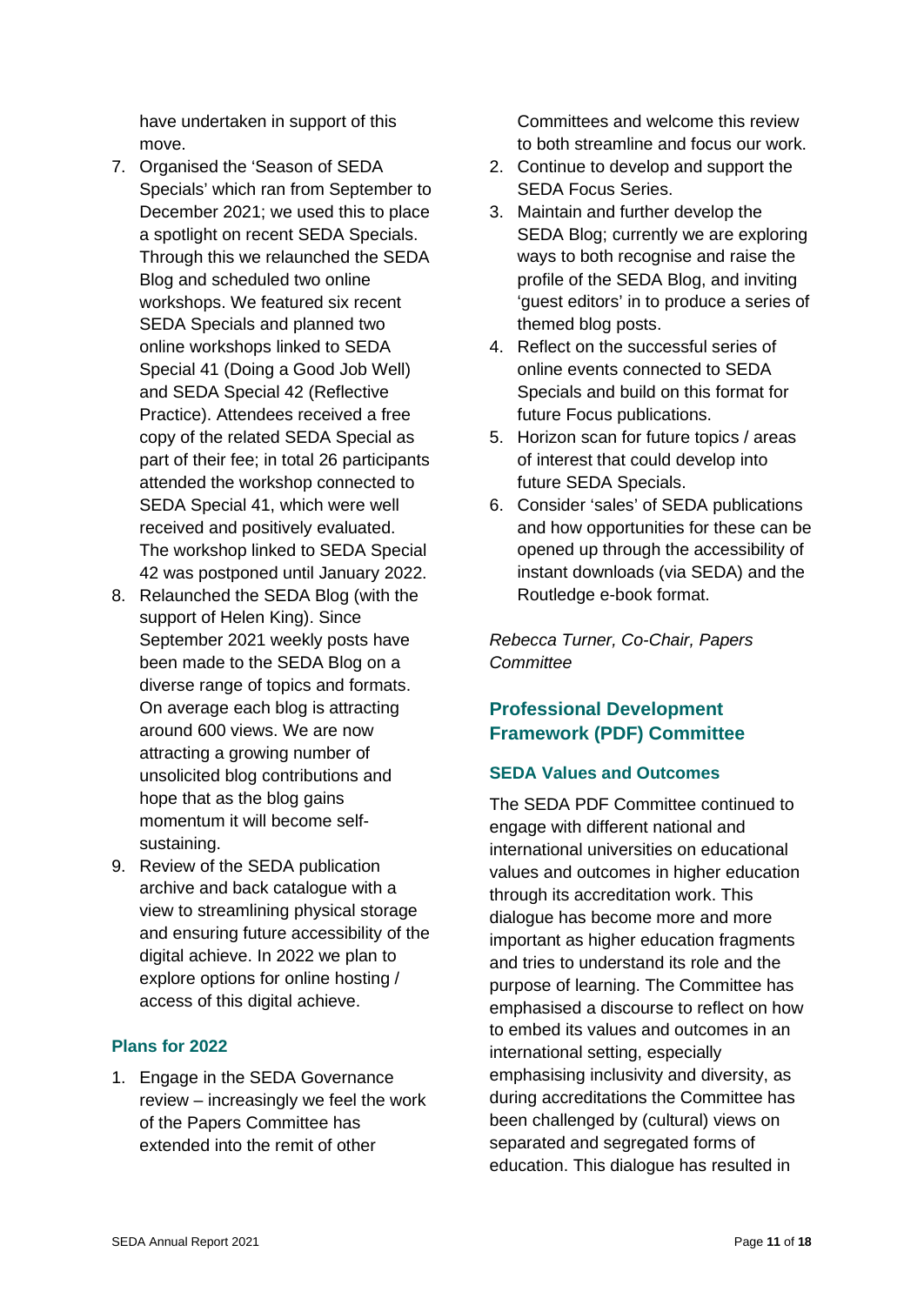have undertaken in support of this move.

7. Organised the 'Season of SEDA Specials' which ran from September to December 2021; we used this to place a spotlight on recent SEDA Specials. Through this we relaunched the SEDA Blog and scheduled two online workshops. We featured six recent SEDA Specials and planned two online workshops linked to SEDA Special 41 (Doing a Good Job Well) and SEDA Special 42 (Reflective Practice). Attendees received a free copy of the related SEDA Special as part of their fee; in total 26 participants attended the workshop connected to SEDA Special 41, which were well received and positively evaluated. The workshop linked to SEDA Special 42 was postponed until January 2022.
8. Relaunched the SEDA Blog (with the support of Helen King). Since September 2021 weekly posts have been made to the SEDA Blog on a diverse range of topics and formats. On average each blog is attracting around 600 views. We are now attracting a growing number of unsolicited blog contributions and hope that as the blog gains momentum it will become self-sustaining.
9. Review of the SEDA publication archive and back catalogue with a view to streamlining physical storage and ensuring future accessibility of the digital achieve. In 2022 we plan to explore options for online hosting / access of this digital achieve.

### Plans for 2022

1. Engage in the SEDA Governance review – increasingly we feel the work of the Papers Committee has extended into the remit of other Committees and welcome this review to both streamline and focus our work.
2. Continue to develop and support the SEDA Focus Series.
3. Maintain and further develop the SEDA Blog; currently we are exploring ways to both recognise and raise the profile of the SEDA Blog, and inviting 'guest editors' in to produce a series of themed blog posts.
4. Reflect on the successful series of online events connected to SEDA Specials and build on this format for future Focus publications.
5. Horizon scan for future topics / areas of interest that could develop into future SEDA Specials.
6. Consider 'sales' of SEDA publications and how opportunities for these can be opened up through the accessibility of instant downloads (via SEDA) and the Routledge e-book format.

*Rebecca Turner, Co-Chair, Papers Committee*

## Professional Development Framework (PDF) Committee

### SEDA Values and Outcomes

The SEDA PDF Committee continued to engage with different national and international universities on educational values and outcomes in higher education through its accreditation work. This dialogue has become more and more important as higher education fragments and tries to understand its role and the purpose of learning. The Committee has emphasised a discourse to reflect on how to embed its values and outcomes in an international setting, especially emphasising inclusivity and diversity, as during accreditations the Committee has been challenged by (cultural) views on separated and segregated forms of education. This dialogue has resulted in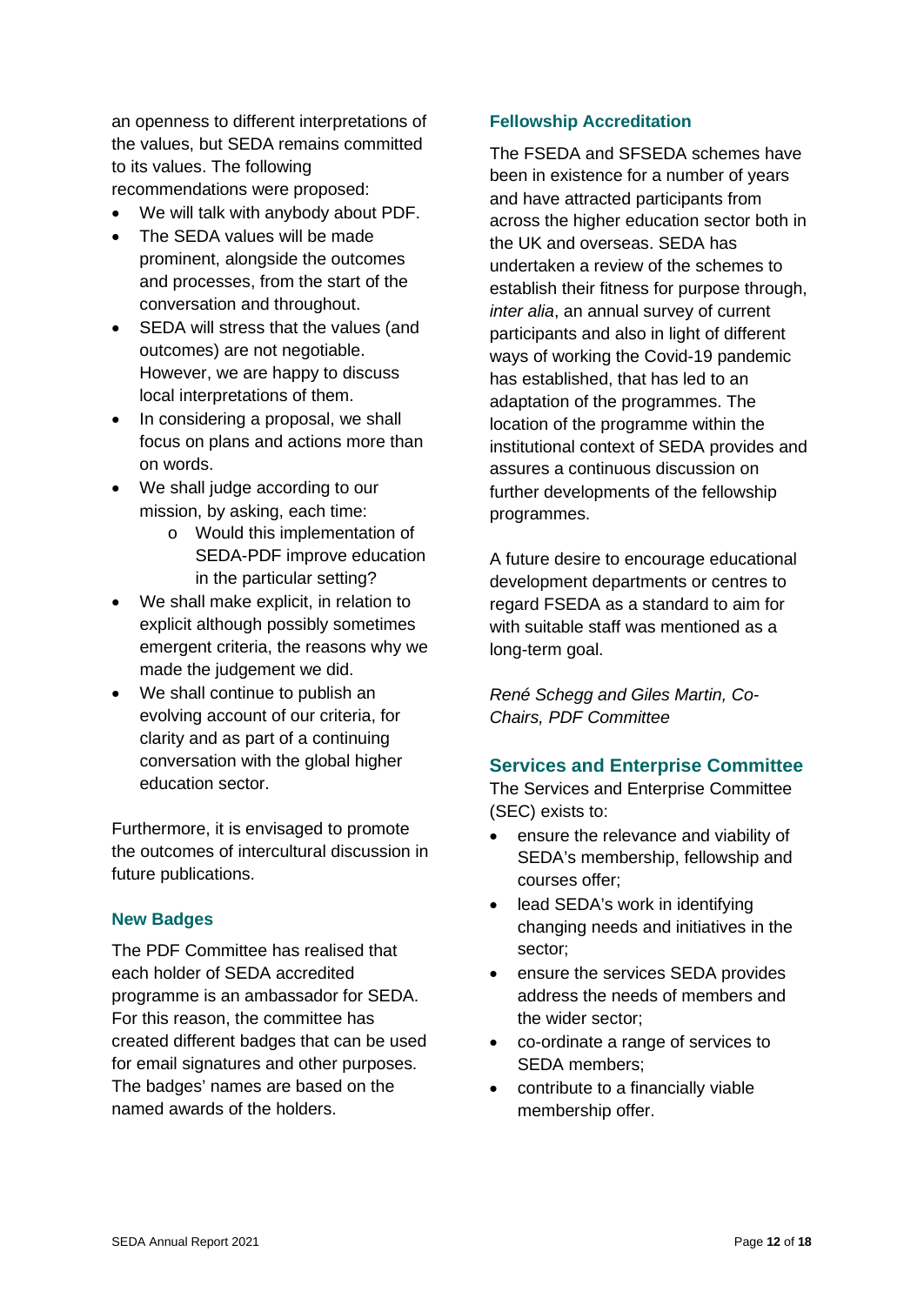an openness to different interpretations of the values, but SEDA remains committed to its values. The following recommendations were proposed:

- We will talk with anybody about PDF.
- The SEDA values will be made prominent, alongside the outcomes and processes, from the start of the conversation and throughout.
- SEDA will stress that the values (and outcomes) are not negotiable. However, we are happy to discuss local interpretations of them.
- In considering a proposal, we shall focus on plans and actions more than on words.
- We shall judge according to our mission, by asking, each time:
  - Would this implementation of SEDA-PDF improve education in the particular setting?
- We shall make explicit, in relation to explicit although possibly sometimes emergent criteria, the reasons why we made the judgement we did.
- We shall continue to publish an evolving account of our criteria, for clarity and as part of a continuing conversation with the global higher education sector.

Furthermore, it is envisaged to promote the outcomes of intercultural discussion in future publications.

### New Badges

The PDF Committee has realised that each holder of SEDA accredited programme is an ambassador for SEDA. For this reason, the committee has created different badges that can be used for email signatures and other purposes. The badges' names are based on the named awards of the holders.

### Fellowship Accreditation

The FSEDA and SFSEDA schemes have been in existence for a number of years and have attracted participants from across the higher education sector both in the UK and overseas. SEDA has undertaken a review of the schemes to establish their fitness for purpose through, *inter alia*, an annual survey of current participants and also in light of different ways of working the Covid-19 pandemic has established, that has led to an adaptation of the programmes. The location of the programme within the institutional context of SEDA provides and assures a continuous discussion on further developments of the fellowship programmes.

A future desire to encourage educational development departments or centres to regard FSEDA as a standard to aim for with suitable staff was mentioned as a long-term goal.

*René Schegg and Giles Martin, Co-Chairs, PDF Committee*

## Services and Enterprise Committee

The Services and Enterprise Committee (SEC) exists to:

- ensure the relevance and viability of SEDA's membership, fellowship and courses offer;
- lead SEDA's work in identifying changing needs and initiatives in the sector;
- ensure the services SEDA provides address the needs of members and the wider sector;
- co-ordinate a range of services to SEDA members;
- contribute to a financially viable membership offer.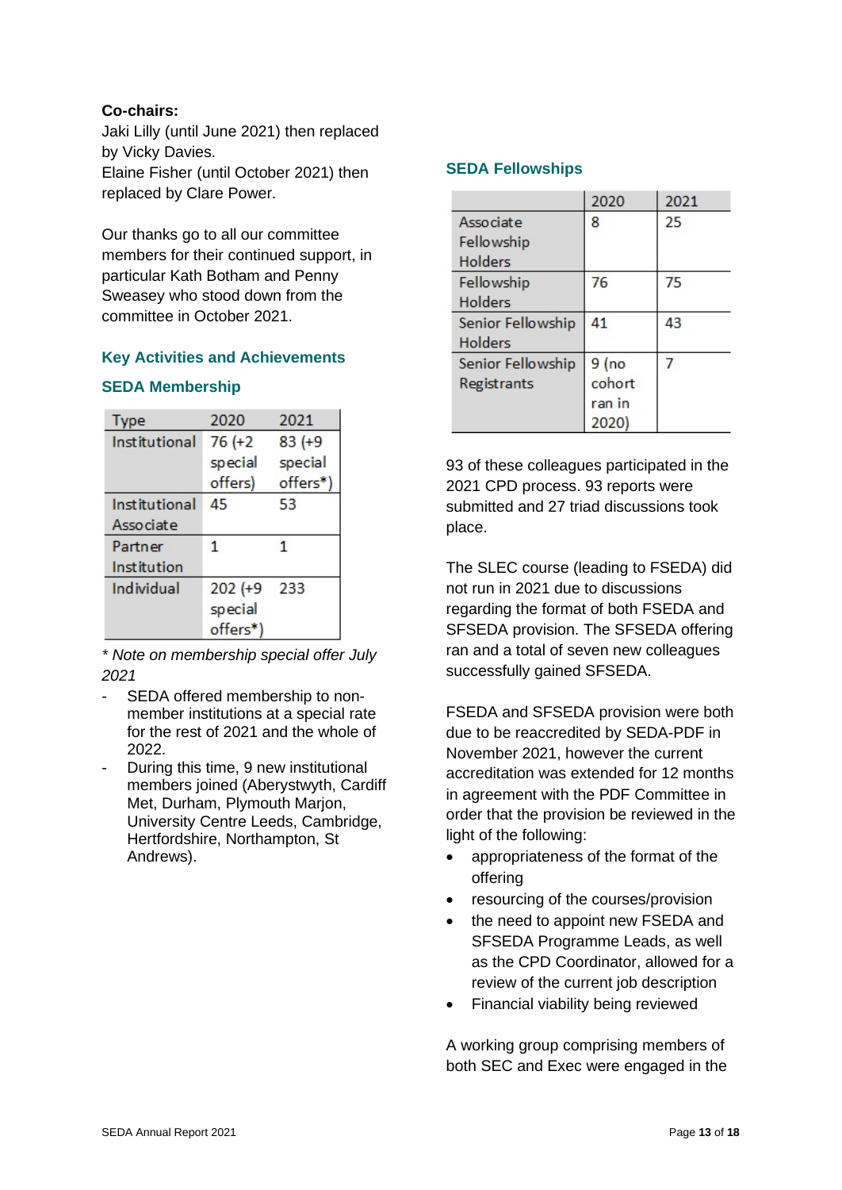**Co-chairs:**
Jaki Lilly (until June 2021) then replaced by Vicky Davies.
Elaine Fisher (until October 2021) then replaced by Clare Power.

Our thanks go to all our committee members for their continued support, in particular Kath Botham and Penny Sweasey who stood down from the committee in October 2021.

## Key Activities and Achievements

### SEDA Membership

| Type | 2020 | 2021 |
|---|---|---|
| Institutional | 76 (+2 special offers) | 83 (+9 special offers*) |
| Institutional Associate | 45 | 53 |
| Partner Institution | 1 | 1 |
| Individual | 202 (+9 special offers*) | 233 |

*\* Note on membership special offer July 2021*

- SEDA offered membership to non-member institutions at a special rate for the rest of 2021 and the whole of 2022.
- During this time, 9 new institutional members joined (Aberystwyth, Cardiff Met, Durham, Plymouth Marjon, University Centre Leeds, Cambridge, Hertfordshire, Northampton, St Andrews).

### SEDA Fellowships

| | 2020 | 2021 |
|---|---|---|
| Associate Fellowship Holders | 8 | 25 |
| Fellowship Holders | 76 | 75 |
| Senior Fellowship Holders | 41 | 43 |
| Senior Fellowship Registrants | 9 (no cohort ran in 2020) | 7 |

93 of these colleagues participated in the 2021 CPD process. 93 reports were submitted and 27 triad discussions took place.

The SLEC course (leading to FSEDA) did not run in 2021 due to discussions regarding the format of both FSEDA and SFSEDA provision. The SFSEDA offering ran and a total of seven new colleagues successfully gained SFSEDA.

FSEDA and SFSEDA provision were both due to be reaccredited by SEDA-PDF in November 2021, however the current accreditation was extended for 12 months in agreement with the PDF Committee in order that the provision be reviewed in the light of the following:

- appropriateness of the format of the offering
- resourcing of the courses/provision
- the need to appoint new FSEDA and SFSEDA Programme Leads, as well as the CPD Coordinator, allowed for a review of the current job description
- Financial viability being reviewed

A working group comprising members of both SEC and Exec were engaged in the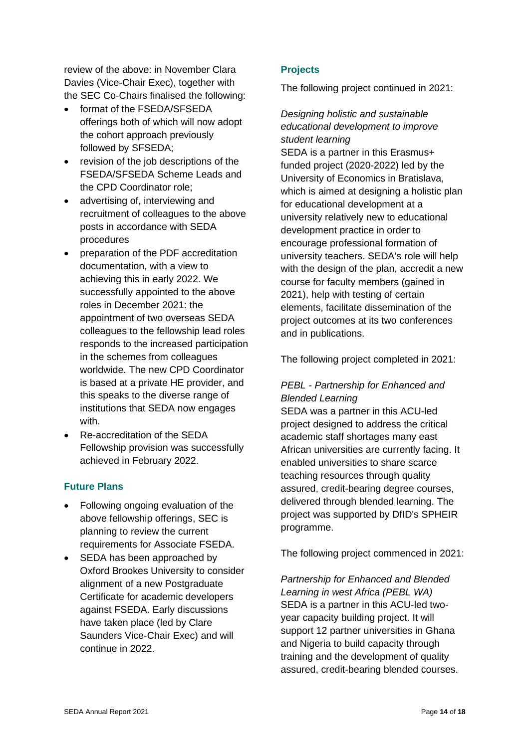review of the above: in November Clara Davies (Vice-Chair Exec), together with the SEC Co-Chairs finalised the following:

- format of the FSEDA/SFSEDA offerings both of which will now adopt the cohort approach previously followed by SFSEDA;
- revision of the job descriptions of the FSEDA/SFSEDA Scheme Leads and the CPD Coordinator role;
- advertising of, interviewing and recruitment of colleagues to the above posts in accordance with SEDA procedures
- preparation of the PDF accreditation documentation, with a view to achieving this in early 2022. We successfully appointed to the above roles in December 2021: the appointment of two overseas SEDA colleagues to the fellowship lead roles responds to the increased participation in the schemes from colleagues worldwide. The new CPD Coordinator is based at a private HE provider, and this speaks to the diverse range of institutions that SEDA now engages with.
- Re-accreditation of the SEDA Fellowship provision was successfully achieved in February 2022.

### Future Plans

- Following ongoing evaluation of the above fellowship offerings, SEC is planning to review the current requirements for Associate FSEDA.
- SEDA has been approached by Oxford Brookes University to consider alignment of a new Postgraduate Certificate for academic developers against FSEDA. Early discussions have taken place (led by Clare Saunders Vice-Chair Exec) and will continue in 2022.

### Projects

The following project continued in 2021:

*Designing holistic and sustainable educational development to improve student learning*

SEDA is a partner in this Erasmus+ funded project (2020-2022) led by the University of Economics in Bratislava, which is aimed at designing a holistic plan for educational development at a university relatively new to educational development practice in order to encourage professional formation of university teachers. SEDA's role will help with the design of the plan, accredit a new course for faculty members (gained in 2021), help with testing of certain elements, facilitate dissemination of the project outcomes at its two conferences and in publications.

The following project completed in 2021:

*PEBL - Partnership for Enhanced and Blended Learning*

SEDA was a partner in this ACU-led project designed to address the critical academic staff shortages many east African universities are currently facing. It enabled universities to share scarce teaching resources through quality assured, credit-bearing degree courses, delivered through blended learning. The project was supported by DfID's SPHEIR programme.

The following project commenced in 2021:

*Partnership for Enhanced and Blended Learning in west Africa (PEBL WA)*

SEDA is a partner in this ACU-led two-year capacity building project. It will support 12 partner universities in Ghana and Nigeria to build capacity through training and the development of quality assured, credit-bearing blended courses.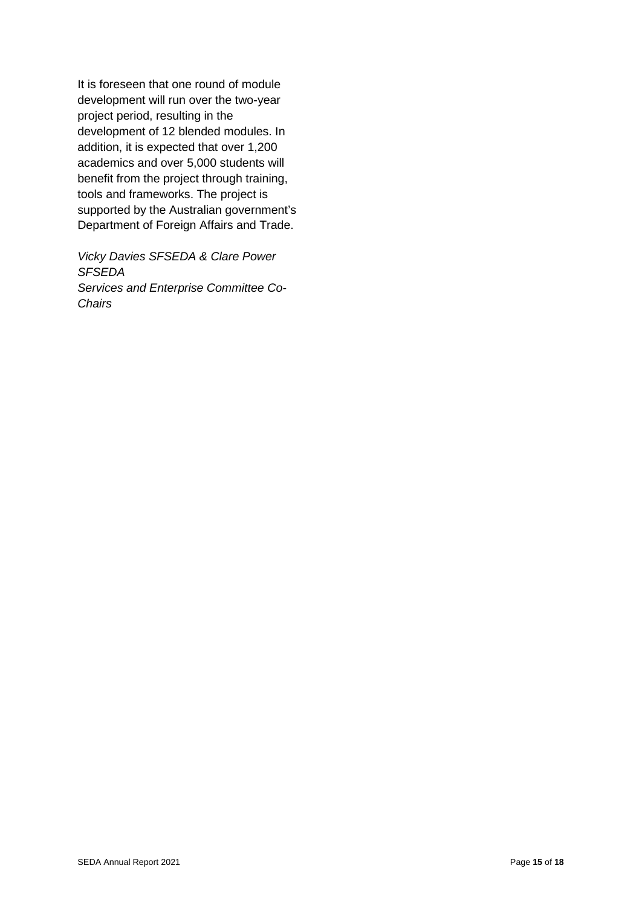It is foreseen that one round of module development will run over the two-year project period, resulting in the development of 12 blended modules. In addition, it is expected that over 1,200 academics and over 5,000 students will benefit from the project through training, tools and frameworks. The project is supported by the Australian government's Department of Foreign Affairs and Trade.

*Vicky Davies SFSEDA & Clare Power SFSEDA*
*Services and Enterprise Committee Co-Chairs*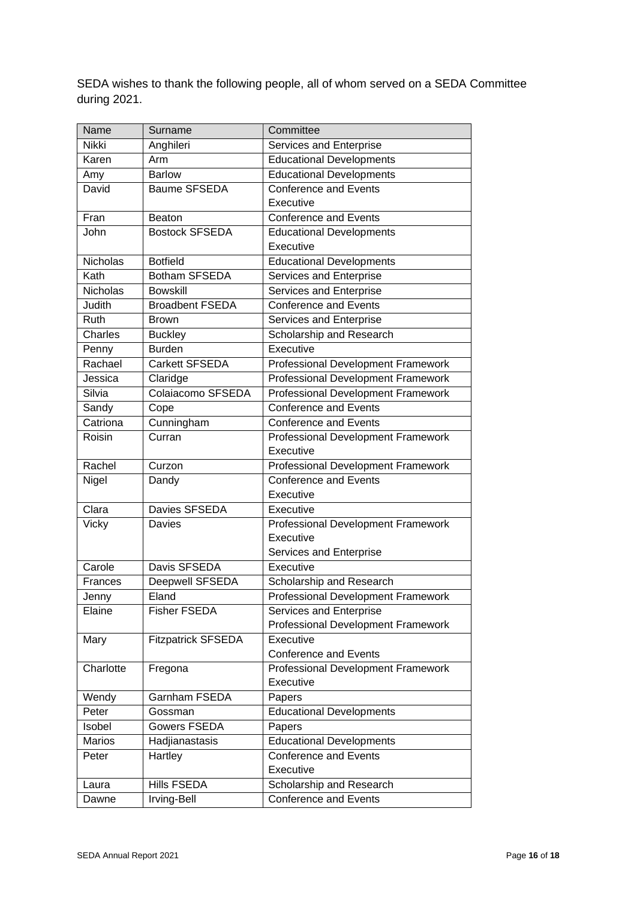SEDA wishes to thank the following people, all of whom served on a SEDA Committee during 2021.

| Name | Surname | Committee |
|---|---|---|
| Nikki | Anghileri | Services and Enterprise |
| Karen | Arm | Educational Developments |
| Amy | Barlow | Educational Developments |
| David | Baume SFSEDA | Conference and Events<br>Executive |
| Fran | Beaton | Conference and Events |
| John | Bostock SFSEDA | Educational Developments<br>Executive |
| Nicholas | Botfield | Educational Developments |
| Kath | Botham SFSEDA | Services and Enterprise |
| Nicholas | Bowskill | Services and Enterprise |
| Judith | Broadbent FSEDA | Conference and Events |
| Ruth | Brown | Services and Enterprise |
| Charles | Buckley | Scholarship and Research |
| Penny | Burden | Executive |
| Rachael | Carkett SFSEDA | Professional Development Framework |
| Jessica | Claridge | Professional Development Framework |
| Silvia | Colaiacomo SFSEDA | Professional Development Framework |
| Sandy | Cope | Conference and Events |
| Catriona | Cunningham | Conference and Events |
| Roisin | Curran | Professional Development Framework<br>Executive |
| Rachel | Curzon | Professional Development Framework |
| Nigel | Dandy | Conference and Events<br>Executive |
| Clara | Davies SFSEDA | Executive |
| Vicky | Davies | Professional Development Framework<br>Executive<br>Services and Enterprise |
| Carole | Davis SFSEDA | Executive |
| Frances | Deepwell SFSEDA | Scholarship and Research |
| Jenny | Eland | Professional Development Framework |
| Elaine | Fisher FSEDA | Services and Enterprise<br>Professional Development Framework |
| Mary | Fitzpatrick SFSEDA | Executive<br>Conference and Events |
| Charlotte | Fregona | Professional Development Framework<br>Executive |
| Wendy | Garnham FSEDA | Papers |
| Peter | Gossman | Educational Developments |
| Isobel | Gowers FSEDA | Papers |
| Marios | Hadjianastasis | Educational Developments |
| Peter | Hartley | Conference and Events<br>Executive |
| Laura | Hills FSEDA | Scholarship and Research |
| Dawne | Irving-Bell | Conference and Events |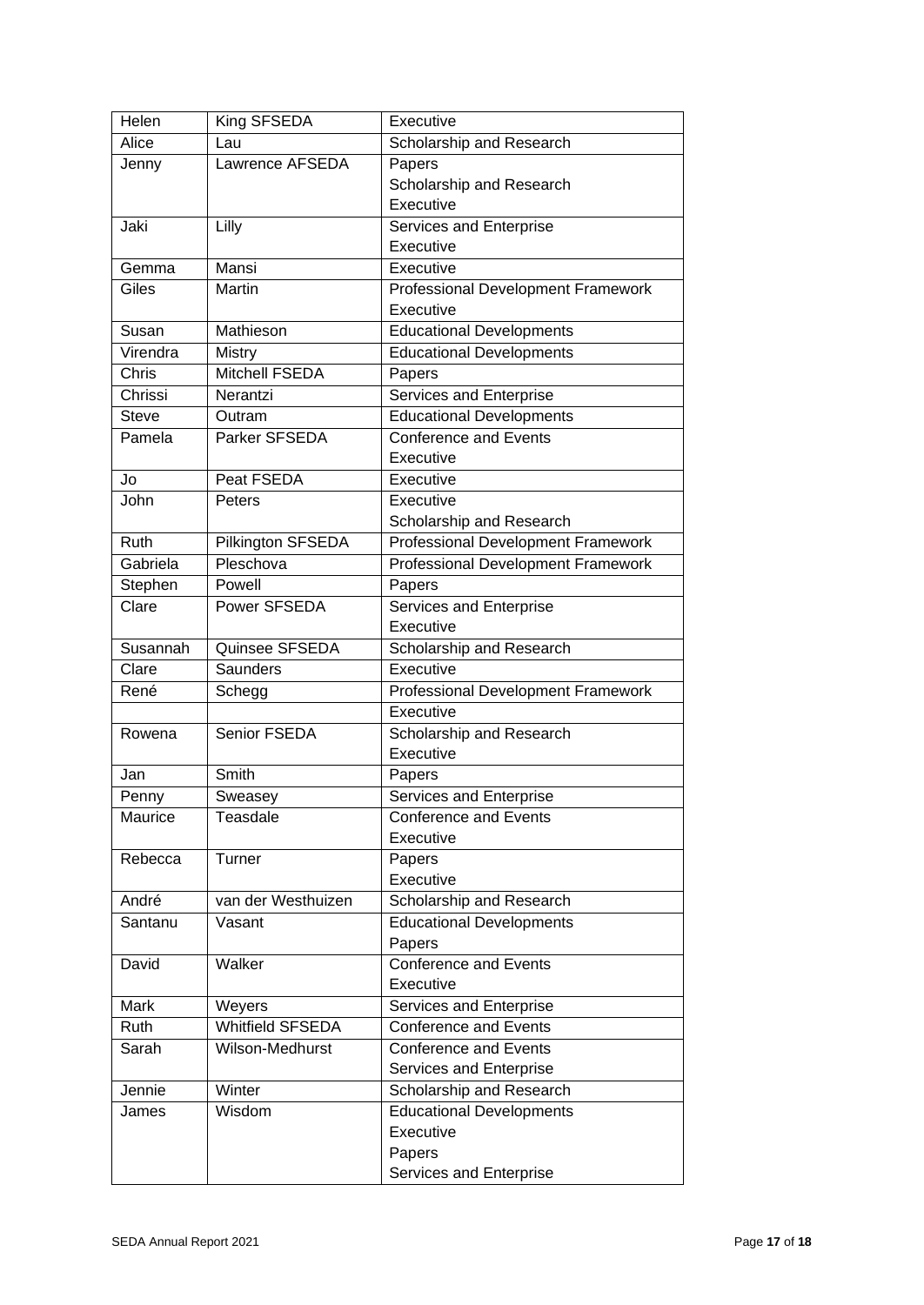| Helen | King SFSEDA | Executive |
|---|---|---|
| Alice | Lau | Scholarship and Research |
| Jenny | Lawrence AFSEDA | Papers<br>Scholarship and Research<br>Executive |
| Jaki | Lilly | Services and Enterprise<br>Executive |
| Gemma | Mansi | Executive |
| Giles | Martin | Professional Development Framework<br>Executive |
| Susan | Mathieson | Educational Developments |
| Virendra | Mistry | Educational Developments |
| Chris | Mitchell FSEDA | Papers |
| Chrissi | Nerantzi | Services and Enterprise |
| Steve | Outram | Educational Developments |
| Pamela | Parker SFSEDA | Conference and Events<br>Executive |
| Jo | Peat FSEDA | Executive |
| John | Peters | Executive<br>Scholarship and Research |
| Ruth | Pilkington SFSEDA | Professional Development Framework |
| Gabriela | Pleschova | Professional Development Framework |
| Stephen | Powell | Papers |
| Clare | Power SFSEDA | Services and Enterprise<br>Executive |
| Susannah | Quinsee SFSEDA | Scholarship and Research |
| Clare | Saunders | Executive |
| René | Schegg | Professional Development Framework |
| | | Executive |
| Rowena | Senior FSEDA | Scholarship and Research<br>Executive |
| Jan | Smith | Papers |
| Penny | Sweasey | Services and Enterprise |
| Maurice | Teasdale | Conference and Events<br>Executive |
| Rebecca | Turner | Papers<br>Executive |
| André | van der Westhuizen | Scholarship and Research |
| Santanu | Vasant | Educational Developments<br>Papers |
| David | Walker | Conference and Events<br>Executive |
| Mark | Weyers | Services and Enterprise |
| Ruth | Whitfield SFSEDA | Conference and Events |
| Sarah | Wilson-Medhurst | Conference and Events<br>Services and Enterprise |
| Jennie | Winter | Scholarship and Research |
| James | Wisdom | Educational Developments<br>Executive<br>Papers<br>Services and Enterprise |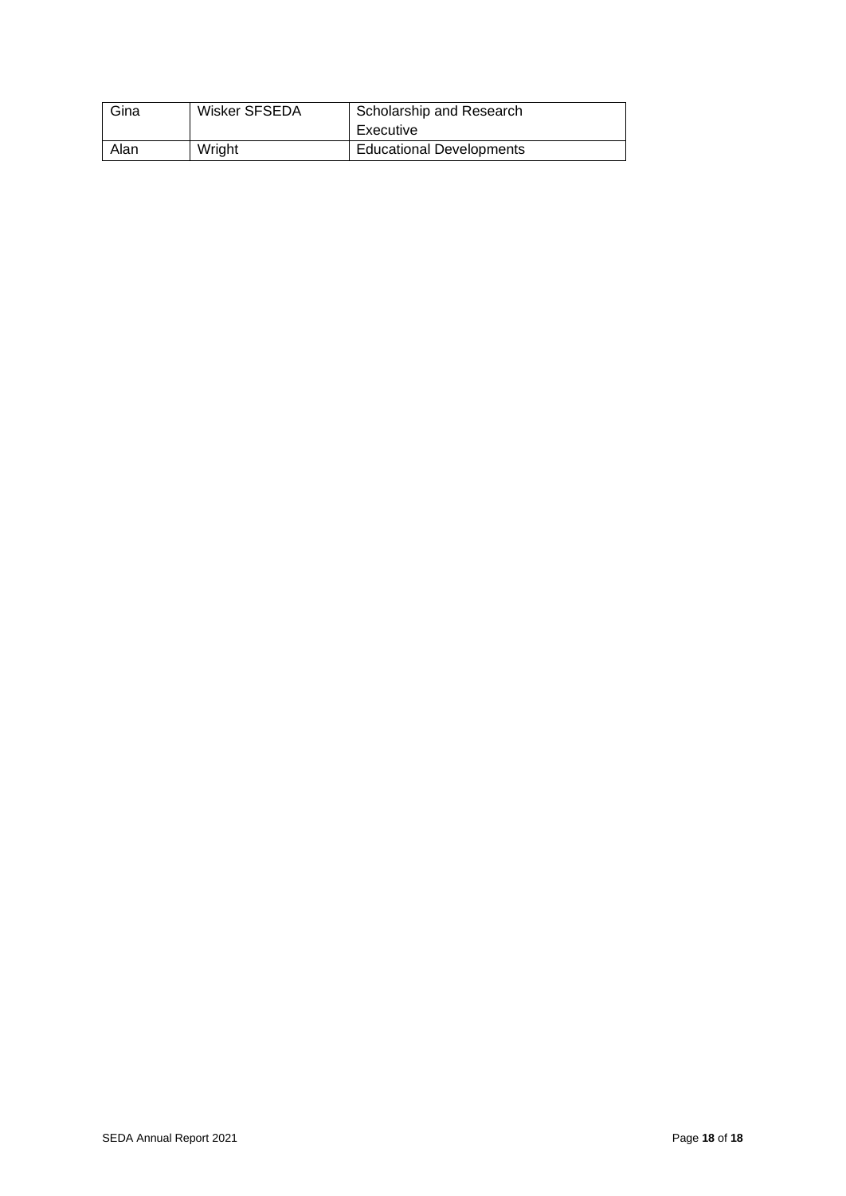| | | |
|---|---|---|
| Gina | Wisker SFSEDA | Scholarship and Research Executive |
| Alan | Wright | Educational Developments |